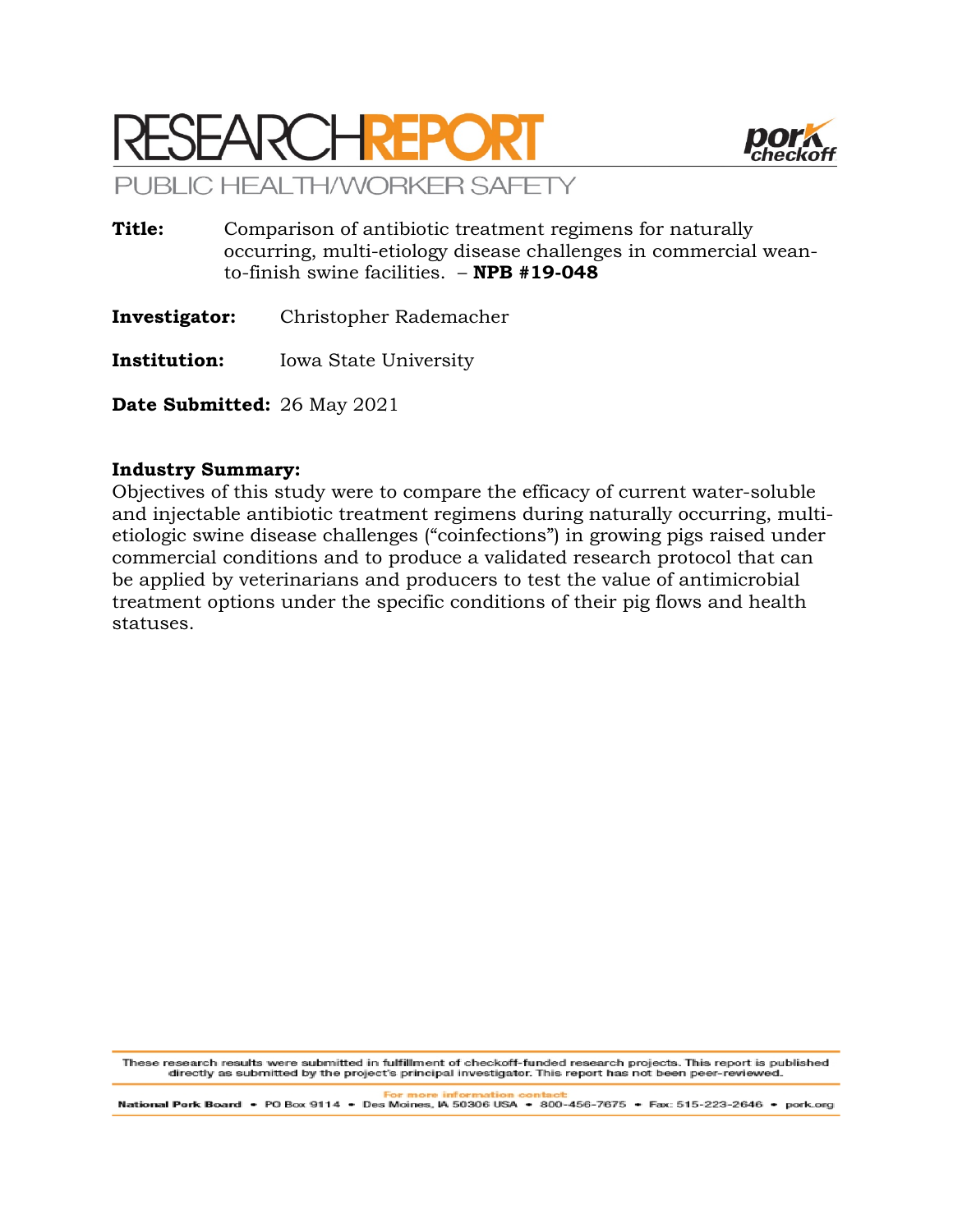# RESEARCH REPORT

PUBLIC HEALTH/WORKER SAFETY

**Title:** Comparison of antibiotic treatment regimens for naturally occurring, multi-etiology disease challenges in commercial wean-to-finish swine facilities. – **NPB #19-048**

**Investigator:** Christopher Rademacher

**Institution:** Iowa State University

**Date Submitted:** 26 May 2021

**Industry Summary:**

Objectives of this study were to compare the efficacy of current water-soluble and injectable antibiotic treatment regimens during naturally occurring, multi-etiologic swine disease challenges ("coinfections") in growing pigs raised under commercial conditions and to produce a validated research protocol that can be applied by veterinarians and producers to test the value of antimicrobial treatment options under the specific conditions of their pig flows and health statuses.

These research results were submitted in fulfillment of checkoff-funded research projects. This report is published directly as submitted by the project's principal investigator. This report has not been peer-reviewed.

For more information contact:

National Pork Board • PO Box 9114 • Des Moines, IA 50306 USA • 800-456-7675 • Fax: 515-223-2646 • pork.org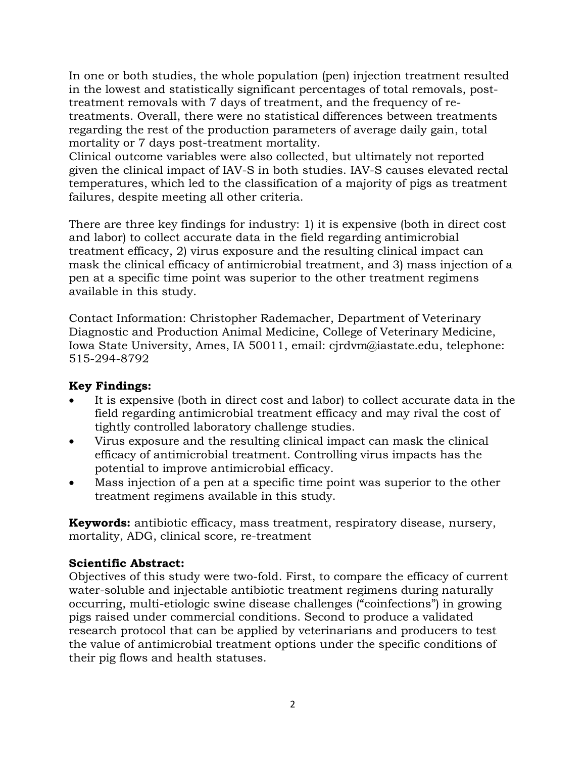In one or both studies, the whole population (pen) injection treatment resulted in the lowest and statistically significant percentages of total removals, post-treatment removals with 7 days of treatment, and the frequency of re-treatments. Overall, there were no statistical differences between treatments regarding the rest of the production parameters of average daily gain, total mortality or 7 days post-treatment mortality.
Clinical outcome variables were also collected, but ultimately not reported given the clinical impact of IAV-S in both studies. IAV-S causes elevated rectal temperatures, which led to the classification of a majority of pigs as treatment failures, despite meeting all other criteria.

There are three key findings for industry: 1) it is expensive (both in direct cost and labor) to collect accurate data in the field regarding antimicrobial treatment efficacy, 2) virus exposure and the resulting clinical impact can mask the clinical efficacy of antimicrobial treatment, and 3) mass injection of a pen at a specific time point was superior to the other treatment regimens available in this study.

Contact Information: Christopher Rademacher, Department of Veterinary Diagnostic and Production Animal Medicine, College of Veterinary Medicine, Iowa State University, Ames, IA 50011, email: cjrdvm@iastate.edu, telephone: 515-294-8792

**Key Findings:**

- It is expensive (both in direct cost and labor) to collect accurate data in the field regarding antimicrobial treatment efficacy and may rival the cost of tightly controlled laboratory challenge studies.
- Virus exposure and the resulting clinical impact can mask the clinical efficacy of antimicrobial treatment. Controlling virus impacts has the potential to improve antimicrobial efficacy.
- Mass injection of a pen at a specific time point was superior to the other treatment regimens available in this study.

**Keywords:** antibiotic efficacy, mass treatment, respiratory disease, nursery, mortality, ADG, clinical score, re-treatment

**Scientific Abstract:**
Objectives of this study were two-fold. First, to compare the efficacy of current water-soluble and injectable antibiotic treatment regimens during naturally occurring, multi-etiologic swine disease challenges ("coinfections") in growing pigs raised under commercial conditions. Second to produce a validated research protocol that can be applied by veterinarians and producers to test the value of antimicrobial treatment options under the specific conditions of their pig flows and health statuses.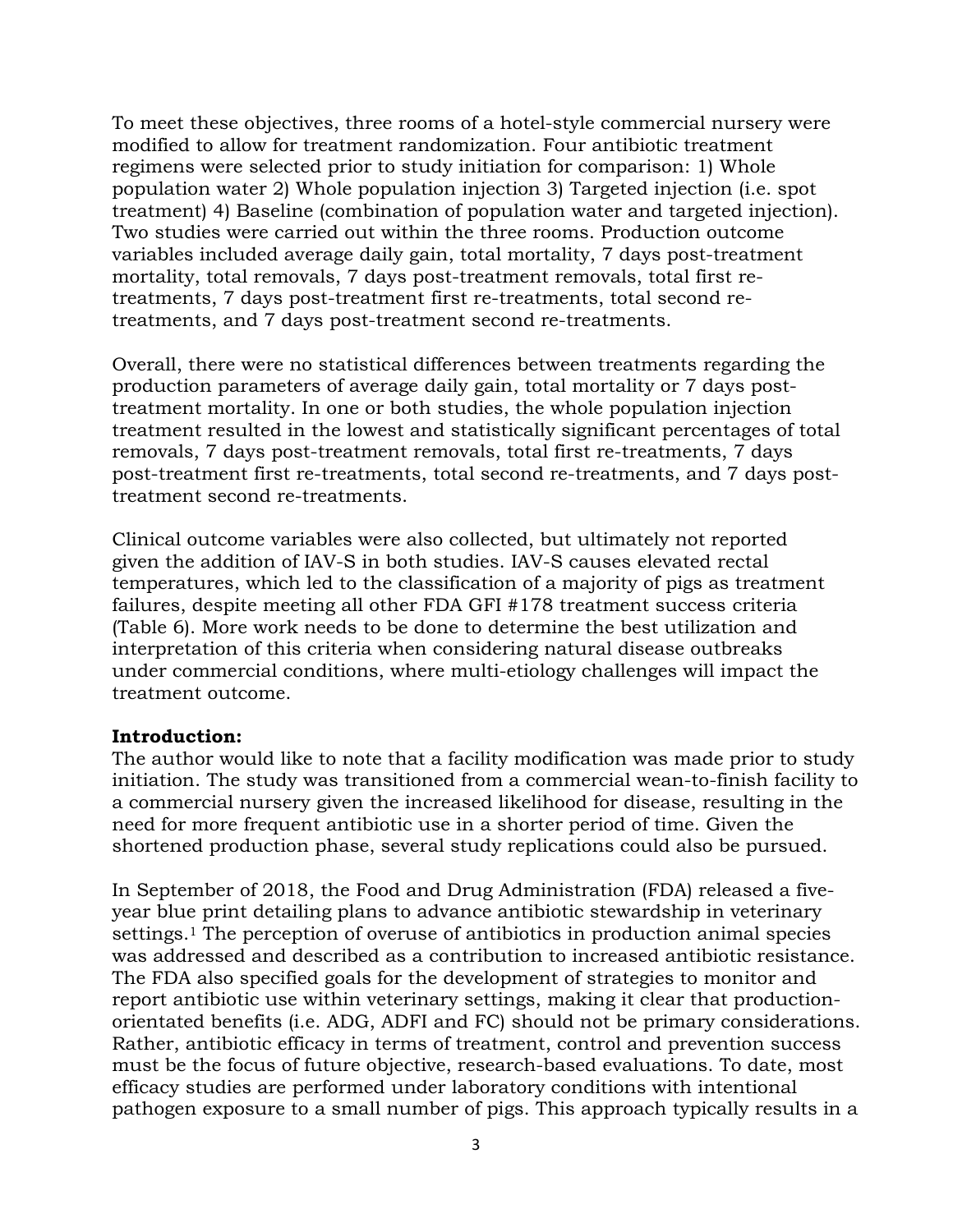To meet these objectives, three rooms of a hotel-style commercial nursery were modified to allow for treatment randomization. Four antibiotic treatment regimens were selected prior to study initiation for comparison: 1) Whole population water 2) Whole population injection 3) Targeted injection (i.e. spot treatment) 4) Baseline (combination of population water and targeted injection). Two studies were carried out within the three rooms. Production outcome variables included average daily gain, total mortality, 7 days post-treatment mortality, total removals, 7 days post-treatment removals, total first re-treatments, 7 days post-treatment first re-treatments, total second re-treatments, and 7 days post-treatment second re-treatments.

Overall, there were no statistical differences between treatments regarding the production parameters of average daily gain, total mortality or 7 days post-treatment mortality. In one or both studies, the whole population injection treatment resulted in the lowest and statistically significant percentages of total removals, 7 days post-treatment removals, total first re-treatments, 7 days post-treatment first re-treatments, total second re-treatments, and 7 days post-treatment second re-treatments.

Clinical outcome variables were also collected, but ultimately not reported given the addition of IAV-S in both studies. IAV-S causes elevated rectal temperatures, which led to the classification of a majority of pigs as treatment failures, despite meeting all other FDA GFI #178 treatment success criteria (Table 6). More work needs to be done to determine the best utilization and interpretation of this criteria when considering natural disease outbreaks under commercial conditions, where multi-etiology challenges will impact the treatment outcome.

**Introduction:**

The author would like to note that a facility modification was made prior to study initiation. The study was transitioned from a commercial wean-to-finish facility to a commercial nursery given the increased likelihood for disease, resulting in the need for more frequent antibiotic use in a shorter period of time. Given the shortened production phase, several study replications could also be pursued.

In September of 2018, the Food and Drug Administration (FDA) released a five-year blue print detailing plans to advance antibiotic stewardship in veterinary settings.[1] The perception of overuse of antibiotics in production animal species was addressed and described as a contribution to increased antibiotic resistance. The FDA also specified goals for the development of strategies to monitor and report antibiotic use within veterinary settings, making it clear that production-orientated benefits (i.e. ADG, ADFI and FC) should not be primary considerations. Rather, antibiotic efficacy in terms of treatment, control and prevention success must be the focus of future objective, research-based evaluations. To date, most efficacy studies are performed under laboratory conditions with intentional pathogen exposure to a small number of pigs. This approach typically results in a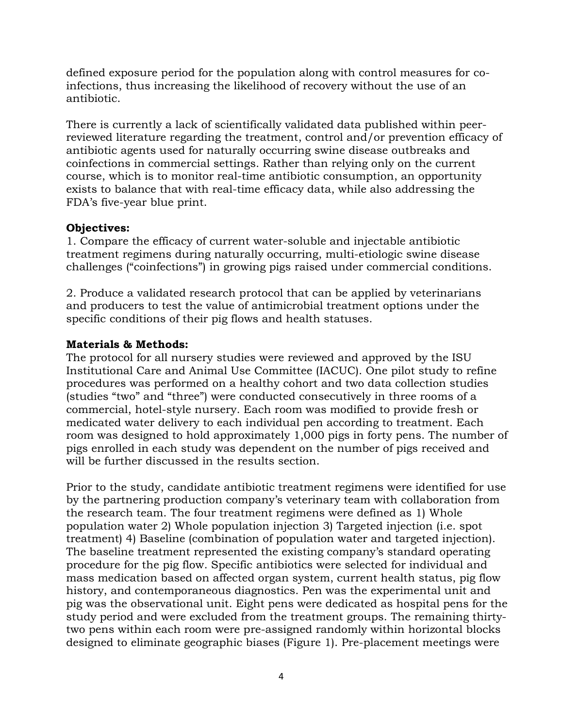defined exposure period for the population along with control measures for co-infections, thus increasing the likelihood of recovery without the use of an antibiotic.

There is currently a lack of scientifically validated data published within peer-reviewed literature regarding the treatment, control and/or prevention efficacy of antibiotic agents used for naturally occurring swine disease outbreaks and coinfections in commercial settings. Rather than relying only on the current course, which is to monitor real-time antibiotic consumption, an opportunity exists to balance that with real-time efficacy data, while also addressing the FDA's five-year blue print.

**Objectives:**

1. Compare the efficacy of current water-soluble and injectable antibiotic treatment regimens during naturally occurring, multi-etiologic swine disease challenges ("coinfections") in growing pigs raised under commercial conditions.

2. Produce a validated research protocol that can be applied by veterinarians and producers to test the value of antimicrobial treatment options under the specific conditions of their pig flows and health statuses.

**Materials & Methods:**

The protocol for all nursery studies were reviewed and approved by the ISU Institutional Care and Animal Use Committee (IACUC). One pilot study to refine procedures was performed on a healthy cohort and two data collection studies (studies "two" and "three") were conducted consecutively in three rooms of a commercial, hotel-style nursery. Each room was modified to provide fresh or medicated water delivery to each individual pen according to treatment. Each room was designed to hold approximately 1,000 pigs in forty pens. The number of pigs enrolled in each study was dependent on the number of pigs received and will be further discussed in the results section.

Prior to the study, candidate antibiotic treatment regimens were identified for use by the partnering production company's veterinary team with collaboration from the research team. The four treatment regimens were defined as 1) Whole population water 2) Whole population injection 3) Targeted injection (i.e. spot treatment) 4) Baseline (combination of population water and targeted injection). The baseline treatment represented the existing company's standard operating procedure for the pig flow. Specific antibiotics were selected for individual and mass medication based on affected organ system, current health status, pig flow history, and contemporaneous diagnostics. Pen was the experimental unit and pig was the observational unit. Eight pens were dedicated as hospital pens for the study period and were excluded from the treatment groups. The remaining thirty-two pens within each room were pre-assigned randomly within horizontal blocks designed to eliminate geographic biases (Figure 1). Pre-placement meetings were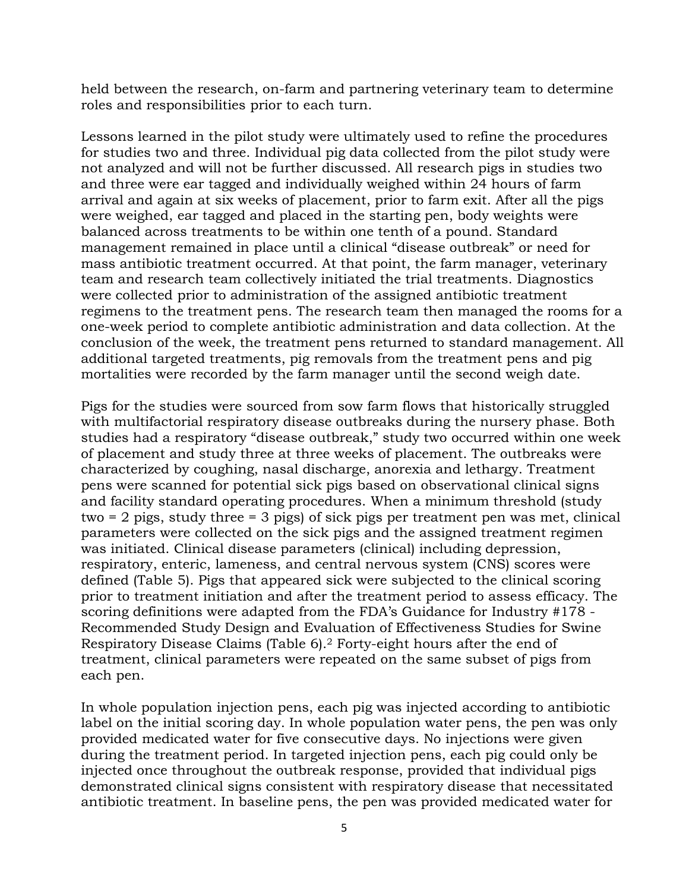held between the research, on-farm and partnering veterinary team to determine roles and responsibilities prior to each turn.

Lessons learned in the pilot study were ultimately used to refine the procedures for studies two and three. Individual pig data collected from the pilot study were not analyzed and will not be further discussed. All research pigs in studies two and three were ear tagged and individually weighed within 24 hours of farm arrival and again at six weeks of placement, prior to farm exit. After all the pigs were weighed, ear tagged and placed in the starting pen, body weights were balanced across treatments to be within one tenth of a pound. Standard management remained in place until a clinical "disease outbreak" or need for mass antibiotic treatment occurred. At that point, the farm manager, veterinary team and research team collectively initiated the trial treatments. Diagnostics were collected prior to administration of the assigned antibiotic treatment regimens to the treatment pens. The research team then managed the rooms for a one-week period to complete antibiotic administration and data collection. At the conclusion of the week, the treatment pens returned to standard management. All additional targeted treatments, pig removals from the treatment pens and pig mortalities were recorded by the farm manager until the second weigh date.

Pigs for the studies were sourced from sow farm flows that historically struggled with multifactorial respiratory disease outbreaks during the nursery phase. Both studies had a respiratory "disease outbreak," study two occurred within one week of placement and study three at three weeks of placement. The outbreaks were characterized by coughing, nasal discharge, anorexia and lethargy. Treatment pens were scanned for potential sick pigs based on observational clinical signs and facility standard operating procedures. When a minimum threshold (study two = 2 pigs, study three = 3 pigs) of sick pigs per treatment pen was met, clinical parameters were collected on the sick pigs and the assigned treatment regimen was initiated. Clinical disease parameters (clinical) including depression, respiratory, enteric, lameness, and central nervous system (CNS) scores were defined (Table 5). Pigs that appeared sick were subjected to the clinical scoring prior to treatment initiation and after the treatment period to assess efficacy. The scoring definitions were adapted from the FDA's Guidance for Industry #178 - Recommended Study Design and Evaluation of Effectiveness Studies for Swine Respiratory Disease Claims (Table 6).[2] Forty-eight hours after the end of treatment, clinical parameters were repeated on the same subset of pigs from each pen.

In whole population injection pens, each pig was injected according to antibiotic label on the initial scoring day. In whole population water pens, the pen was only provided medicated water for five consecutive days. No injections were given during the treatment period. In targeted injection pens, each pig could only be injected once throughout the outbreak response, provided that individual pigs demonstrated clinical signs consistent with respiratory disease that necessitated antibiotic treatment. In baseline pens, the pen was provided medicated water for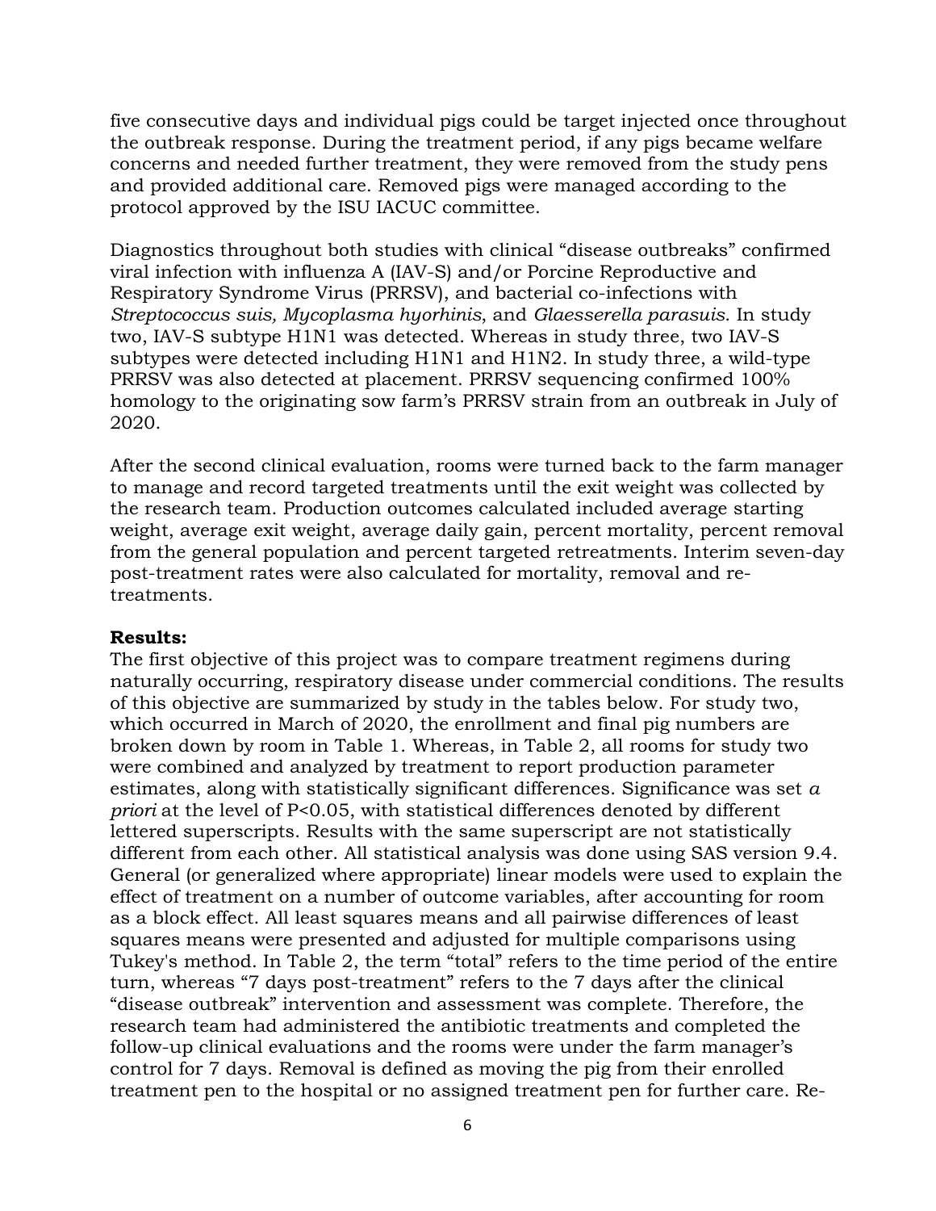five consecutive days and individual pigs could be target injected once throughout the outbreak response. During the treatment period, if any pigs became welfare concerns and needed further treatment, they were removed from the study pens and provided additional care. Removed pigs were managed according to the protocol approved by the ISU IACUC committee.

Diagnostics throughout both studies with clinical "disease outbreaks" confirmed viral infection with influenza A (IAV-S) and/or Porcine Reproductive and Respiratory Syndrome Virus (PRRSV), and bacterial co-infections with *Streptococcus suis, Mycoplasma hyorhinis*, and *Glaesserella parasuis*. In study two, IAV-S subtype H1N1 was detected. Whereas in study three, two IAV-S subtypes were detected including H1N1 and H1N2. In study three, a wild-type PRRSV was also detected at placement. PRRSV sequencing confirmed 100% homology to the originating sow farm's PRRSV strain from an outbreak in July of 2020.

After the second clinical evaluation, rooms were turned back to the farm manager to manage and record targeted treatments until the exit weight was collected by the research team. Production outcomes calculated included average starting weight, average exit weight, average daily gain, percent mortality, percent removal from the general population and percent targeted retreatments. Interim seven-day post-treatment rates were also calculated for mortality, removal and re-treatments.

**Results:**

The first objective of this project was to compare treatment regimens during naturally occurring, respiratory disease under commercial conditions. The results of this objective are summarized by study in the tables below. For study two, which occurred in March of 2020, the enrollment and final pig numbers are broken down by room in Table 1. Whereas, in Table 2, all rooms for study two were combined and analyzed by treatment to report production parameter estimates, along with statistically significant differences. Significance was set *a priori* at the level of P<0.05, with statistical differences denoted by different lettered superscripts. Results with the same superscript are not statistically different from each other. All statistical analysis was done using SAS version 9.4. General (or generalized where appropriate) linear models were used to explain the effect of treatment on a number of outcome variables, after accounting for room as a block effect. All least squares means and all pairwise differences of least squares means were presented and adjusted for multiple comparisons using Tukey's method. In Table 2, the term "total" refers to the time period of the entire turn, whereas "7 days post-treatment" refers to the 7 days after the clinical "disease outbreak" intervention and assessment was complete. Therefore, the research team had administered the antibiotic treatments and completed the follow-up clinical evaluations and the rooms were under the farm manager's control for 7 days. Removal is defined as moving the pig from their enrolled treatment pen to the hospital or no assigned treatment pen for further care. Re-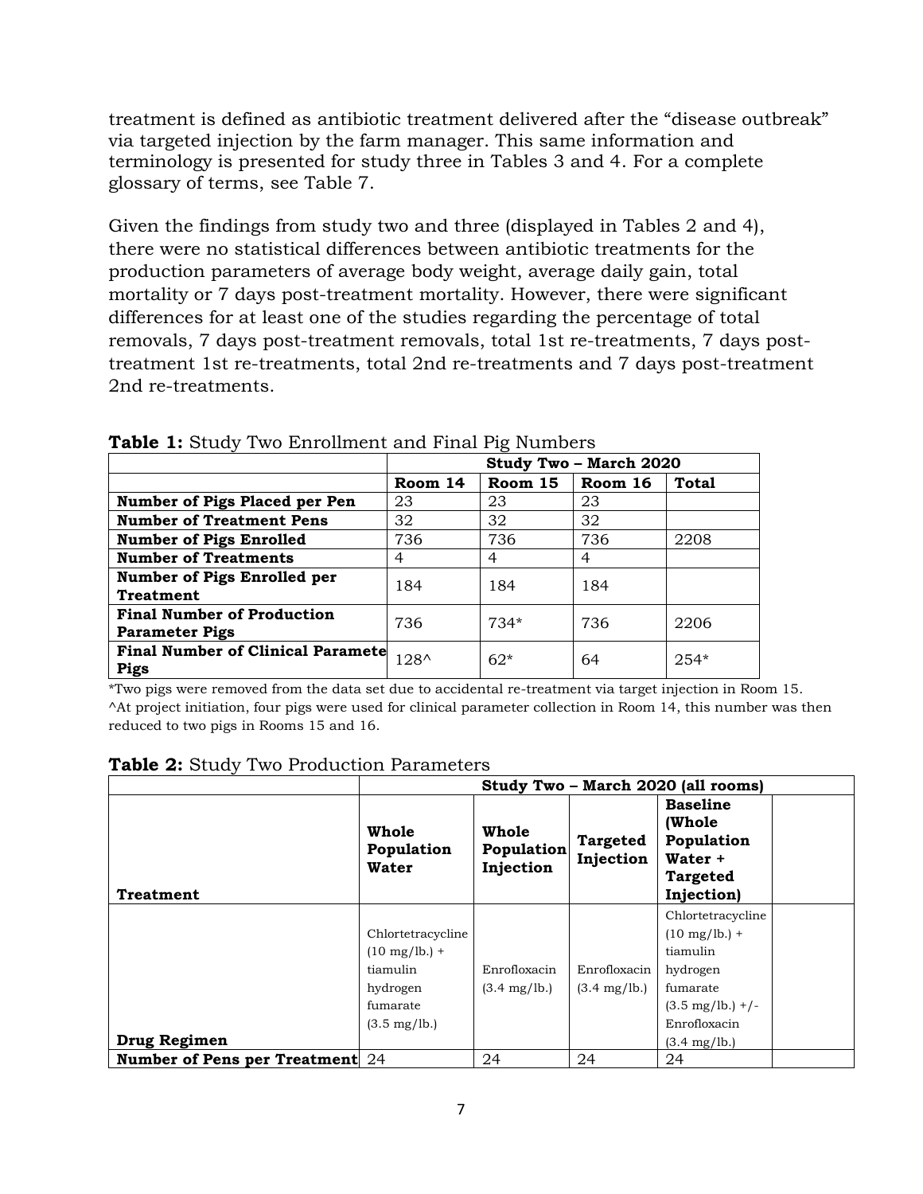treatment is defined as antibiotic treatment delivered after the "disease outbreak" via targeted injection by the farm manager. This same information and terminology is presented for study three in Tables 3 and 4. For a complete glossary of terms, see Table 7.

Given the findings from study two and three (displayed in Tables 2 and 4), there were no statistical differences between antibiotic treatments for the production parameters of average body weight, average daily gain, total mortality or 7 days post-treatment mortality. However, there were significant differences for at least one of the studies regarding the percentage of total removals, 7 days post-treatment removals, total 1st re-treatments, 7 days post-treatment 1st re-treatments, total 2nd re-treatments and 7 days post-treatment 2nd re-treatments.

**Table 1:** Study Two Enrollment and Final Pig Numbers

| | **Study Two – March 2020** | | | |
|---|---|---|---|---|
| | **Room 14** | **Room 15** | **Room 16** | **Total** |
| **Number of Pigs Placed per Pen** | 23 | 23 | 23 | |
| **Number of Treatment Pens** | 32 | 32 | 32 | |
| **Number of Pigs Enrolled** | 736 | 736 | 736 | 2208 |
| **Number of Treatments** | 4 | 4 | 4 | |
| **Number of Pigs Enrolled per Treatment** | 184 | 184 | 184 | |
| **Final Number of Production Parameter Pigs** | 736 | 734* | 736 | 2206 |
| **Final Number of Clinical Paramete Pigs** | 128^ | 62* | 64 | 254* |

*Two pigs were removed from the data set due to accidental re-treatment via target injection in Room 15.
^At project initiation, four pigs were used for clinical parameter collection in Room 14, this number was then reduced to two pigs in Rooms 15 and 16.

**Table 2:** Study Two Production Parameters

| | **Study Two – March 2020 (all rooms)** | | | | |
|---|---|---|---|---|---|
| **Treatment** | **Whole Population Water** | **Whole Population Injection** | **Targeted Injection** | **Baseline (Whole Population Water + Targeted Injection)** | |
| **Drug Regimen** | Chlortetracycline (10 mg/lb.) + tiamulin hydrogen fumarate (3.5 mg/lb.) | Enrofloxacin (3.4 mg/lb.) | Enrofloxacin (3.4 mg/lb.) | Chlortetracycline (10 mg/lb.) + tiamulin hydrogen fumarate (3.5 mg/lb.) +/- Enrofloxacin (3.4 mg/lb.) | |
| **Number of Pens per Treatment** | 24 | 24 | 24 | 24 | |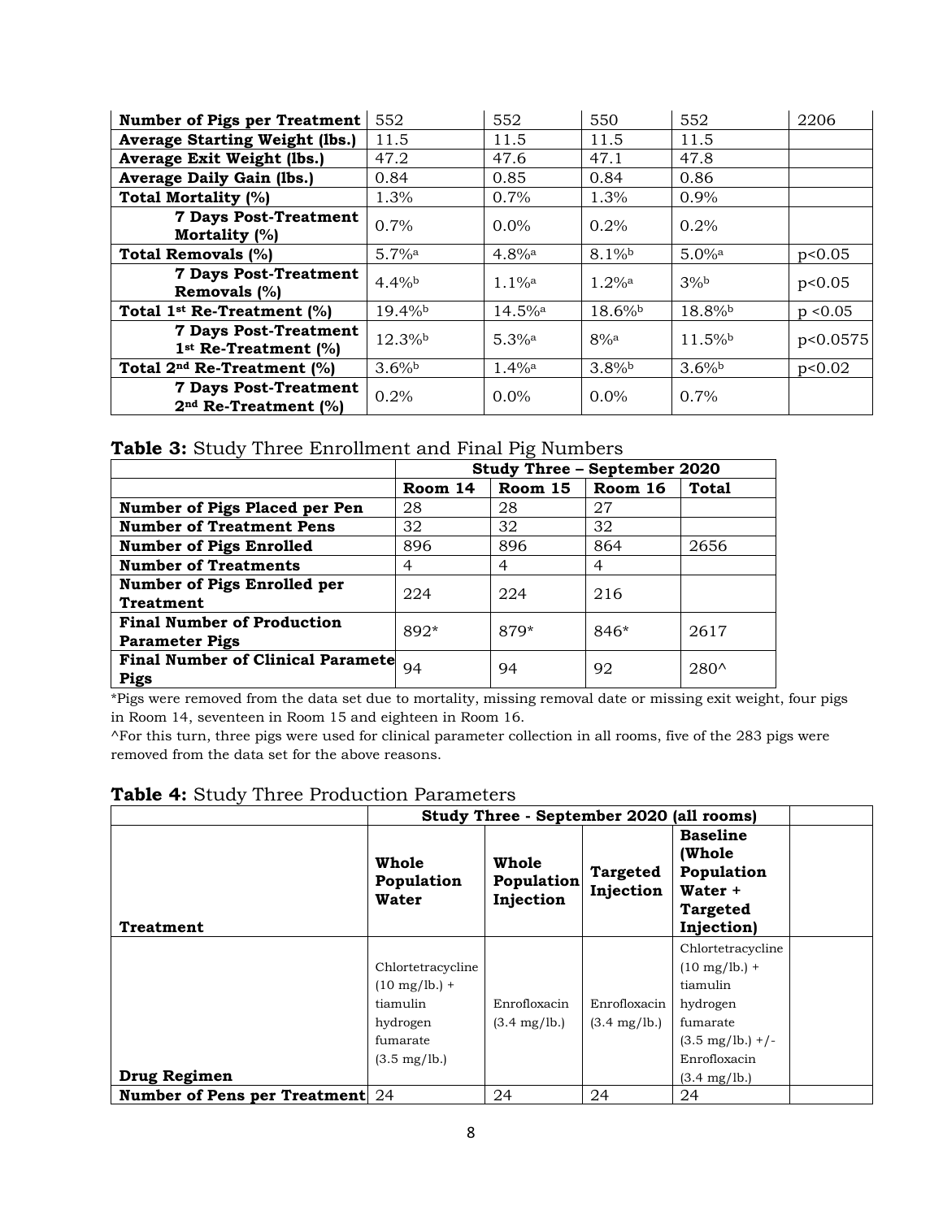| Number of Pigs per Treatment | 552 | 552 | 550 | 552 | 2206 |
|---|---|---|---|---|---|
| Average Starting Weight (lbs.) | 11.5 | 11.5 | 11.5 | 11.5 | |
| Average Exit Weight (lbs.) | 47.2 | 47.6 | 47.1 | 47.8 | |
| Average Daily Gain (lbs.) | 0.84 | 0.85 | 0.84 | 0.86 | |
| Total Mortality (%) | 1.3% | 0.7% | 1.3% | 0.9% | |
| 7 Days Post-Treatment Mortality (%) | 0.7% | 0.0% | 0.2% | 0.2% | |
| Total Removals (%) | 5.7%[a] | 4.8%[a] | 8.1%[b] | 5.0%[a] | $p<0.05$ |
| 7 Days Post-Treatment Removals (%) | 4.4%[b] | 1.1%[a] | 1.2%[a] | 3%[b] | $p<0.05$ |
| Total 1st Re-Treatment (%) | 19.4%[b] | 14.5%[a] | 18.6%[b] | 18.8%[b] | $p <0.05$ |
| 7 Days Post-Treatment 1st Re-Treatment (%) | 12.3%[b] | 5.3%[a] | 8%[a] | 11.5%[b] | $p<0.0575$ |
| Total 2nd Re-Treatment (%) | 3.6%[b] | 1.4%[a] | 3.8%[b] | 3.6%[b] | $p<0.02$ |
| 7 Days Post-Treatment 2nd Re-Treatment (%) | 0.2% | 0.0% | 0.0% | 0.7% | |

**Table 3:** Study Three Enrollment and Final Pig Numbers

| | Study Three – September 2020 | | | |
|---|---|---|---|---|
| | **Room 14** | **Room 15** | **Room 16** | **Total** |
| **Number of Pigs Placed per Pen** | 28 | 28 | 27 | |
| **Number of Treatment Pens** | 32 | 32 | 32 | |
| **Number of Pigs Enrolled** | 896 | 896 | 864 | 2656 |
| **Number of Treatments** | 4 | 4 | 4 | |
| **Number of Pigs Enrolled per Treatment** | 224 | 224 | 216 | |
| **Final Number of Production Parameter Pigs** | 892* | 879* | 846* | 2617 |
| **Final Number of Clinical Paramete Pigs** | 94 | 94 | 92 | 280^ |

*Pigs were removed from the data set due to mortality, missing removal date or missing exit weight, four pigs in Room 14, seventeen in Room 15 and eighteen in Room 16.

^For this turn, three pigs were used for clinical parameter collection in all rooms, five of the 283 pigs were removed from the data set for the above reasons.

**Table 4:** Study Three Production Parameters

| | Study Three - September 2020 (all rooms) | | | | |
|---|---|---|---|---|---|
| **Treatment** | **Whole Population Water** | **Whole Population Injection** | **Targeted Injection** | **Baseline (Whole Population Water + Targeted Injection)** | |
| **Drug Regimen** | Chlortetracycline (10 mg/lb.) + tiamulin hydrogen fumarate (3.5 mg/lb.) | Enrofloxacin (3.4 mg/lb.) | Enrofloxacin (3.4 mg/lb.) | Chlortetracycline (10 mg/lb.) + tiamulin hydrogen fumarate (3.5 mg/lb.) +/- Enrofloxacin (3.4 mg/lb.) | |
| **Number of Pens per Treatment** | 24 | 24 | 24 | 24 | |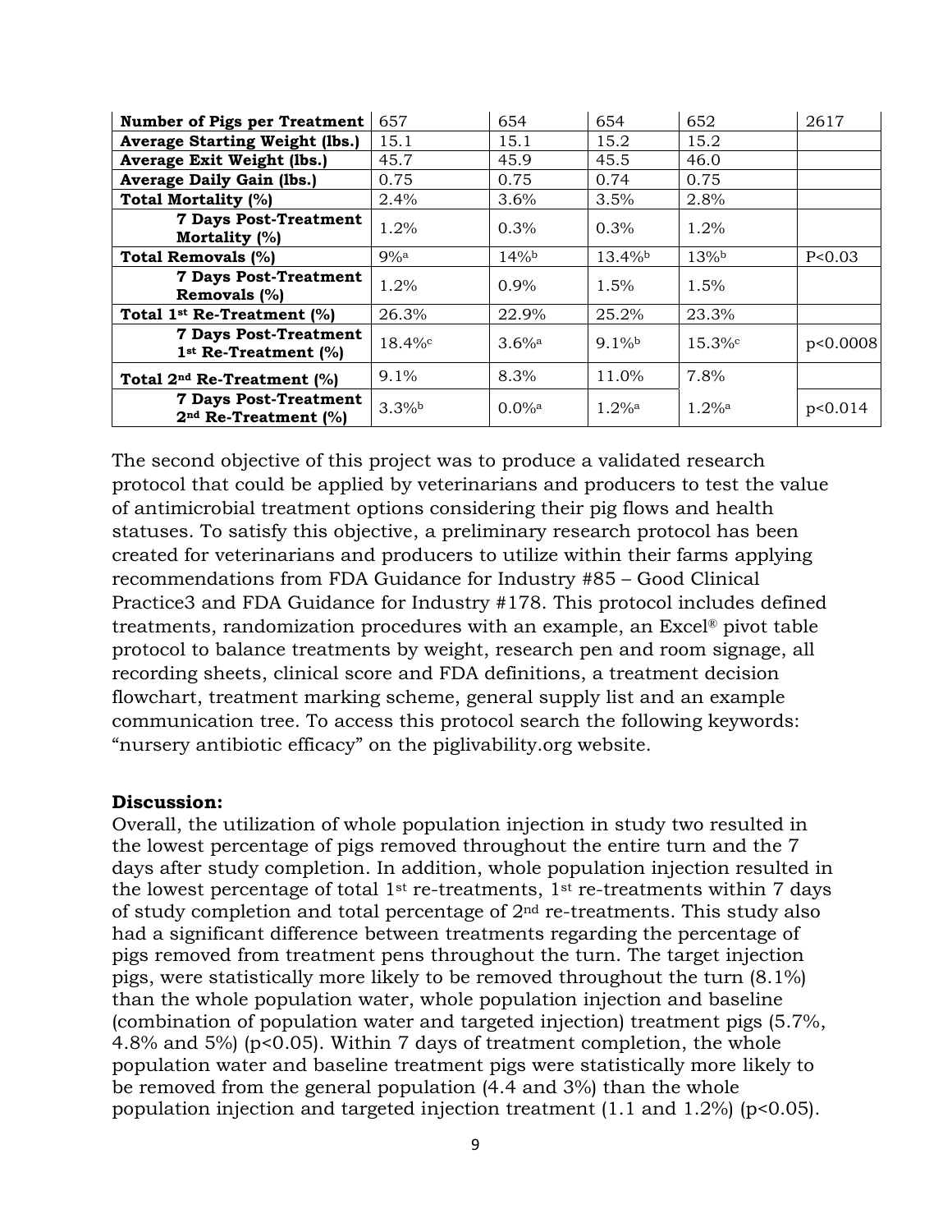| **Number of Pigs per Treatment** | 657 | 654 | 654 | 652 | 2617 |
|---|---|---|---|---|---|
| **Average Starting Weight (lbs.)** | 15.1 | 15.1 | 15.2 | 15.2 | |
| **Average Exit Weight (lbs.)** | 45.7 | 45.9 | 45.5 | 46.0 | |
| **Average Daily Gain (lbs.)** | 0.75 | 0.75 | 0.74 | 0.75 | |
| **Total Mortality (%)** | 2.4% | 3.6% | 3.5% | 2.8% | |
| **7 Days Post-Treatment Mortality (%)** | 1.2% | 0.3% | 0.3% | 1.2% | |
| **Total Removals (%)** | 9%[a] | 14%[b] | 13.4%[b] | 13%[b] | P<0.03 |
| **7 Days Post-Treatment Removals (%)** | 1.2% | 0.9% | 1.5% | 1.5% | |
| **Total 1st Re-Treatment (%)** | 26.3% | 22.9% | 25.2% | 23.3% | |
| **7 Days Post-Treatment 1st Re-Treatment (%)** | 18.4%[c] | 3.6%[a] | 9.1%[b] | 15.3%[c] | p<0.0008 |
| **Total 2nd Re-Treatment (%)** | 9.1% | 8.3% | 11.0% | 7.8% | |
| **7 Days Post-Treatment 2nd Re-Treatment (%)** | 3.3%[b] | 0.0%[a] | 1.2%[a] | 1.2%[a] | p<0.014 |

The second objective of this project was to produce a validated research protocol that could be applied by veterinarians and producers to test the value of antimicrobial treatment options considering their pig flows and health statuses. To satisfy this objective, a preliminary research protocol has been created for veterinarians and producers to utilize within their farms applying recommendations from FDA Guidance for Industry #85 – Good Clinical Practice3 and FDA Guidance for Industry #178. This protocol includes defined treatments, randomization procedures with an example, an Excel® pivot table protocol to balance treatments by weight, research pen and room signage, all recording sheets, clinical score and FDA definitions, a treatment decision flowchart, treatment marking scheme, general supply list and an example communication tree. To access this protocol search the following keywords: "nursery antibiotic efficacy" on the piglivability.org website.

**Discussion:**

Overall, the utilization of whole population injection in study two resulted in the lowest percentage of pigs removed throughout the entire turn and the 7 days after study completion. In addition, whole population injection resulted in the lowest percentage of total 1st re-treatments, 1st re-treatments within 7 days of study completion and total percentage of 2nd re-treatments. This study also had a significant difference between treatments regarding the percentage of pigs removed from treatment pens throughout the turn. The target injection pigs, were statistically more likely to be removed throughout the turn (8.1%) than the whole population water, whole population injection and baseline (combination of population water and targeted injection) treatment pigs (5.7%, 4.8% and 5%) ($p<0.05$). Within 7 days of treatment completion, the whole population water and baseline treatment pigs were statistically more likely to be removed from the general population (4.4 and 3%) than the whole population injection and targeted injection treatment (1.1 and 1.2%) ($p<0.05$).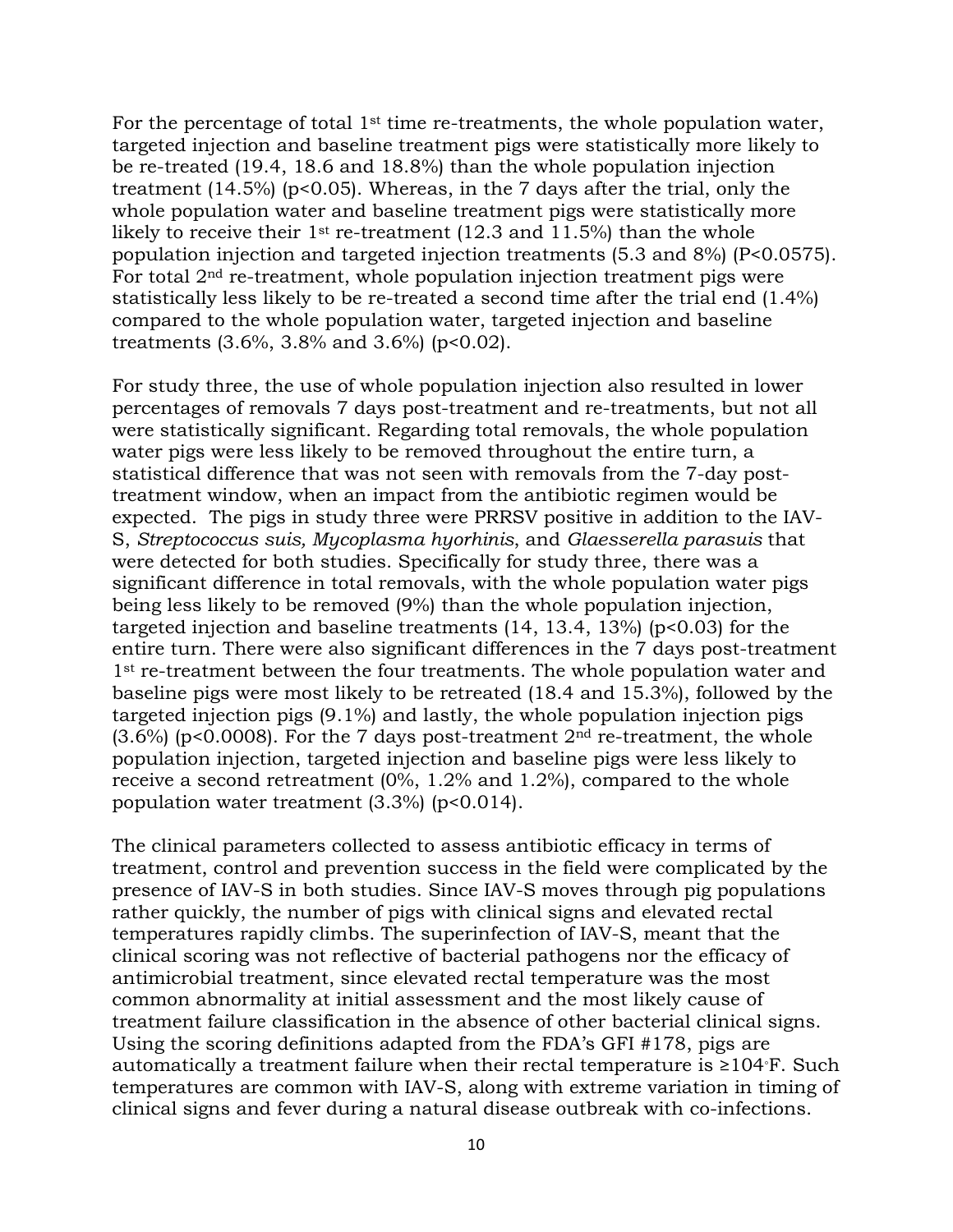For the percentage of total 1st time re-treatments, the whole population water, targeted injection and baseline treatment pigs were statistically more likely to be re-treated (19.4, 18.6 and 18.8%) than the whole population injection treatment (14.5%) ($p<0.05$). Whereas, in the 7 days after the trial, only the whole population water and baseline treatment pigs were statistically more likely to receive their 1st re-treatment (12.3 and 11.5%) than the whole population injection and targeted injection treatments (5.3 and 8%) ($P<0.0575$). For total 2nd re-treatment, whole population injection treatment pigs were statistically less likely to be re-treated a second time after the trial end (1.4%) compared to the whole population water, targeted injection and baseline treatments (3.6%, 3.8% and 3.6%) ($p<0.02$).

For study three, the use of whole population injection also resulted in lower percentages of removals 7 days post-treatment and re-treatments, but not all were statistically significant. Regarding total removals, the whole population water pigs were less likely to be removed throughout the entire turn, a statistical difference that was not seen with removals from the 7-day post-treatment window, when an impact from the antibiotic regimen would be expected. The pigs in study three were PRRSV positive in addition to the IAV-S, *Streptococcus suis, Mycoplasma hyorhinis*, and *Glaesserella parasuis* that were detected for both studies. Specifically for study three, there was a significant difference in total removals, with the whole population water pigs being less likely to be removed (9%) than the whole population injection, targeted injection and baseline treatments (14, 13.4, 13%) ($p<0.03$) for the entire turn. There were also significant differences in the 7 days post-treatment 1st re-treatment between the four treatments. The whole population water and baseline pigs were most likely to be retreated (18.4 and 15.3%), followed by the targeted injection pigs (9.1%) and lastly, the whole population injection pigs (3.6%) ($p<0.0008$). For the 7 days post-treatment 2nd re-treatment, the whole population injection, targeted injection and baseline pigs were less likely to receive a second retreatment (0%, 1.2% and 1.2%), compared to the whole population water treatment (3.3%) ($p<0.014$).

The clinical parameters collected to assess antibiotic efficacy in terms of treatment, control and prevention success in the field were complicated by the presence of IAV-S in both studies. Since IAV-S moves through pig populations rather quickly, the number of pigs with clinical signs and elevated rectal temperatures rapidly climbs. The superinfection of IAV-S, meant that the clinical scoring was not reflective of bacterial pathogens nor the efficacy of antimicrobial treatment, since elevated rectal temperature was the most common abnormality at initial assessment and the most likely cause of treatment failure classification in the absence of other bacterial clinical signs. Using the scoring definitions adapted from the FDA's GFI #178, pigs are automatically a treatment failure when their rectal temperature is ≥104°F. Such temperatures are common with IAV-S, along with extreme variation in timing of clinical signs and fever during a natural disease outbreak with co-infections.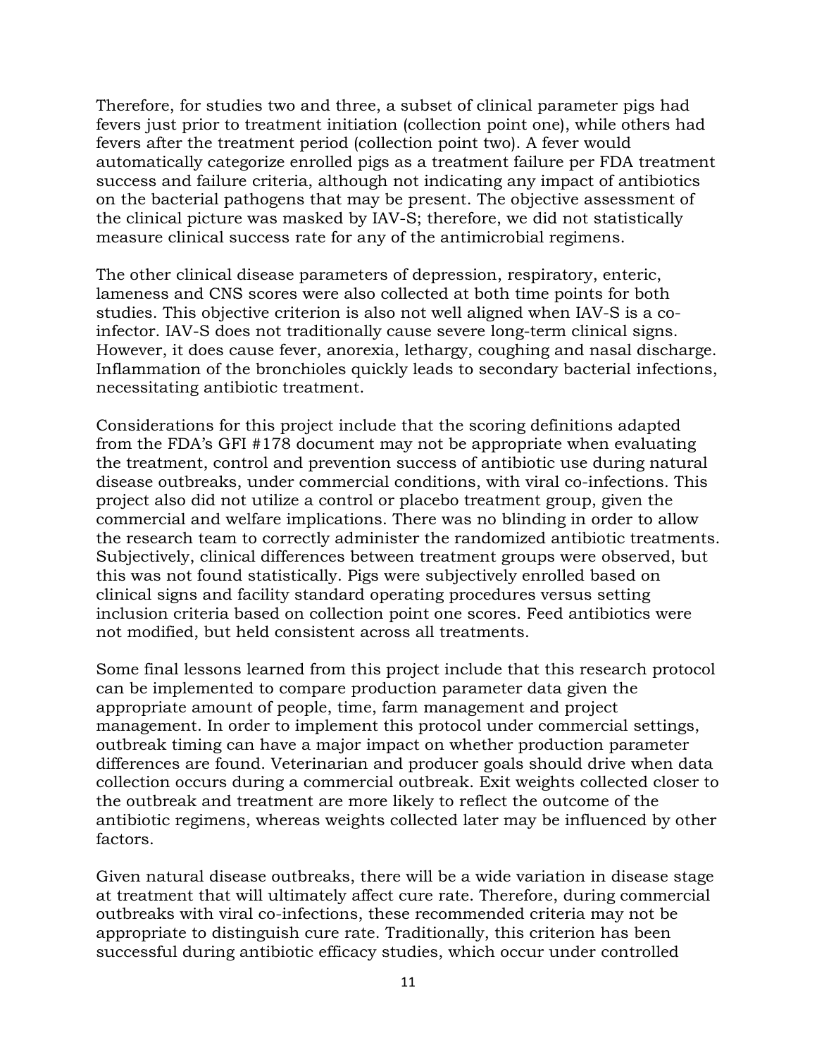Therefore, for studies two and three, a subset of clinical parameter pigs had fevers just prior to treatment initiation (collection point one), while others had fevers after the treatment period (collection point two). A fever would automatically categorize enrolled pigs as a treatment failure per FDA treatment success and failure criteria, although not indicating any impact of antibiotics on the bacterial pathogens that may be present. The objective assessment of the clinical picture was masked by IAV-S; therefore, we did not statistically measure clinical success rate for any of the antimicrobial regimens.

The other clinical disease parameters of depression, respiratory, enteric, lameness and CNS scores were also collected at both time points for both studies. This objective criterion is also not well aligned when IAV-S is a co-infector. IAV-S does not traditionally cause severe long-term clinical signs. However, it does cause fever, anorexia, lethargy, coughing and nasal discharge. Inflammation of the bronchioles quickly leads to secondary bacterial infections, necessitating antibiotic treatment.

Considerations for this project include that the scoring definitions adapted from the FDA's GFI #178 document may not be appropriate when evaluating the treatment, control and prevention success of antibiotic use during natural disease outbreaks, under commercial conditions, with viral co-infections. This project also did not utilize a control or placebo treatment group, given the commercial and welfare implications. There was no blinding in order to allow the research team to correctly administer the randomized antibiotic treatments. Subjectively, clinical differences between treatment groups were observed, but this was not found statistically. Pigs were subjectively enrolled based on clinical signs and facility standard operating procedures versus setting inclusion criteria based on collection point one scores. Feed antibiotics were not modified, but held consistent across all treatments.

Some final lessons learned from this project include that this research protocol can be implemented to compare production parameter data given the appropriate amount of people, time, farm management and project management. In order to implement this protocol under commercial settings, outbreak timing can have a major impact on whether production parameter differences are found. Veterinarian and producer goals should drive when data collection occurs during a commercial outbreak. Exit weights collected closer to the outbreak and treatment are more likely to reflect the outcome of the antibiotic regimens, whereas weights collected later may be influenced by other factors.

Given natural disease outbreaks, there will be a wide variation in disease stage at treatment that will ultimately affect cure rate. Therefore, during commercial outbreaks with viral co-infections, these recommended criteria may not be appropriate to distinguish cure rate. Traditionally, this criterion has been successful during antibiotic efficacy studies, which occur under controlled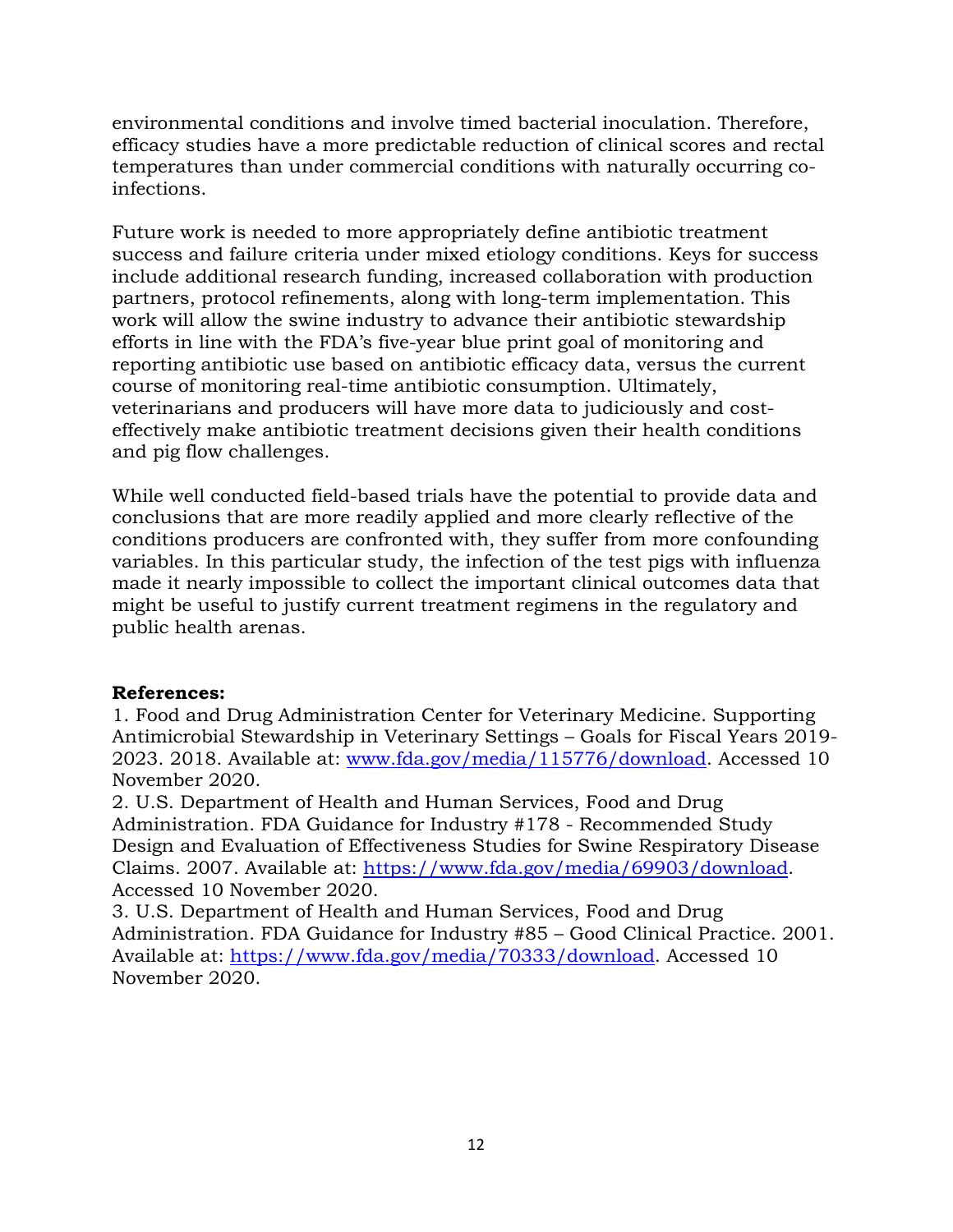environmental conditions and involve timed bacterial inoculation. Therefore, efficacy studies have a more predictable reduction of clinical scores and rectal temperatures than under commercial conditions with naturally occurring co-infections.

Future work is needed to more appropriately define antibiotic treatment success and failure criteria under mixed etiology conditions. Keys for success include additional research funding, increased collaboration with production partners, protocol refinements, along with long-term implementation. This work will allow the swine industry to advance their antibiotic stewardship efforts in line with the FDA's five-year blue print goal of monitoring and reporting antibiotic use based on antibiotic efficacy data, versus the current course of monitoring real-time antibiotic consumption. Ultimately, veterinarians and producers will have more data to judiciously and cost-effectively make antibiotic treatment decisions given their health conditions and pig flow challenges.

While well conducted field-based trials have the potential to provide data and conclusions that are more readily applied and more clearly reflective of the conditions producers are confronted with, they suffer from more confounding variables. In this particular study, the infection of the test pigs with influenza made it nearly impossible to collect the important clinical outcomes data that might be useful to justify current treatment regimens in the regulatory and public health arenas.

**References:**

1. Food and Drug Administration Center for Veterinary Medicine. Supporting Antimicrobial Stewardship in Veterinary Settings – Goals for Fiscal Years 2019-2023. 2018. Available at: [www.fda.gov/media/115776/download](www.fda.gov/media/115776/download). Accessed 10 November 2020.
2. U.S. Department of Health and Human Services, Food and Drug Administration. FDA Guidance for Industry #178 - Recommended Study Design and Evaluation of Effectiveness Studies for Swine Respiratory Disease Claims. 2007. Available at: [https://www.fda.gov/media/69903/download](https://www.fda.gov/media/69903/download). Accessed 10 November 2020.
3. U.S. Department of Health and Human Services, Food and Drug Administration. FDA Guidance for Industry #85 – Good Clinical Practice. 2001. Available at: [https://www.fda.gov/media/70333/download](https://www.fda.gov/media/70333/download). Accessed 10 November 2020.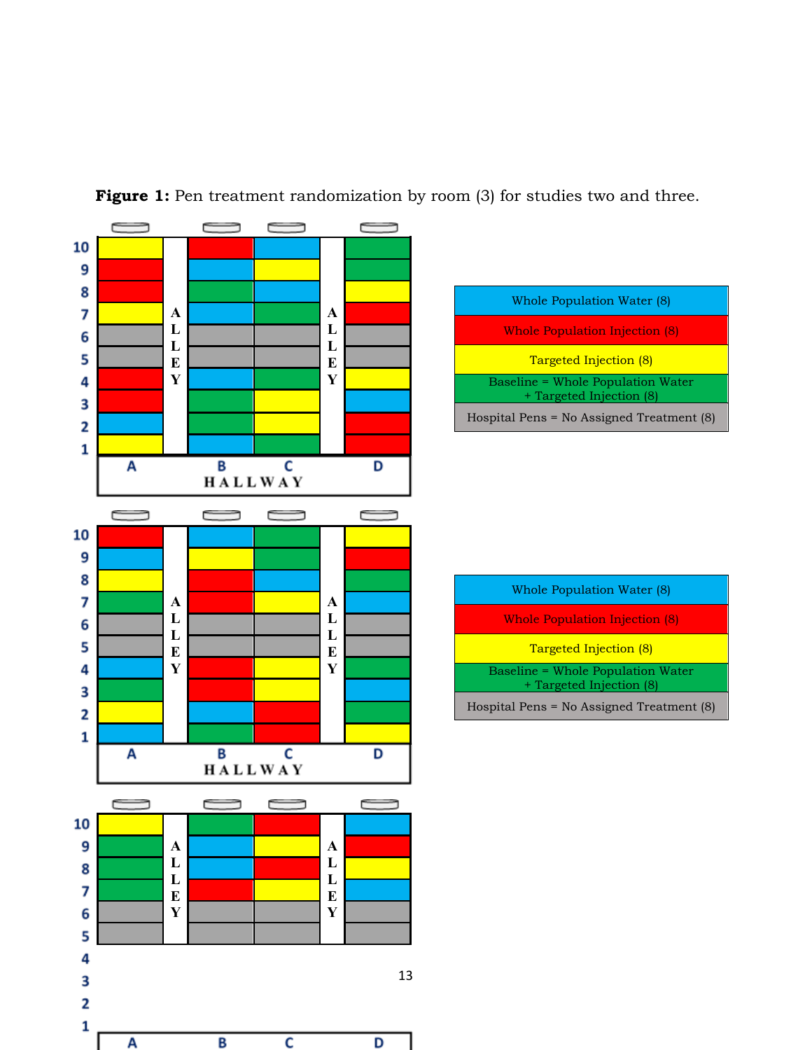**Figure 1:** Pen treatment randomization by room (3) for studies two and three.

| | A | ALLEY | B | C | ALLEY | D |
|---|---|---|---|---|---|---|
| 10 | Targeted Injection | | Whole Population Injection | Whole Population Water | | Baseline |
| 9 | Whole Population Injection | | Whole Population Water | Targeted Injection | | Baseline |
| 8 | Whole Population Injection | | Baseline | Whole Population Water | | Targeted Injection |
| 7 | Targeted Injection | | Whole Population Water | Baseline | | Whole Population Injection |
| 6 | Hospital Pen | | Hospital Pen | Hospital Pen | | Hospital Pen |
| 5 | Hospital Pen | | Hospital Pen | Hospital Pen | | Hospital Pen |
| 4 | Whole Population Injection | | Whole Population Water | Baseline | | Targeted Injection |
| 3 | Whole Population Injection | | Baseline | Targeted Injection | | Whole Population Water |
| 2 | Whole Population Water | | Baseline | Targeted Injection | | Whole Population Injection |
| 1 | Targeted Injection | | Whole Population Water | Baseline | | Whole Population Injection |
| | HALLWAY | | | | | |

| | A | ALLEY | B | C | ALLEY | D |
|---|---|---|---|---|---|---|
| 10 | Whole Population Injection | | Whole Population Water | Baseline | | Targeted Injection |
| 9 | Whole Population Water | | Targeted Injection | Baseline | | Whole Population Injection |
| 8 | Targeted Injection | | Whole Population Injection | Whole Population Water | | Baseline |
| 7 | Baseline | | Whole Population Injection | Targeted Injection | | Whole Population Water |
| 6 | Hospital Pen | | Hospital Pen | Hospital Pen | | Hospital Pen |
| 5 | Hospital Pen | | Hospital Pen | Hospital Pen | | Hospital Pen |
| 4 | Whole Population Water | | Whole Population Injection | Targeted Injection | | Baseline |
| 3 | Baseline | | Whole Population Injection | Targeted Injection | | Whole Population Water |
| 2 | Targeted Injection | | Whole Population Water | Whole Population Injection | | Baseline |
| 1 | Whole Population Water | | Baseline | Whole Population Injection | | Targeted Injection |
| | HALLWAY | | | | | |

| | A | ALLEY | B | C | ALLEY | D |
|---|---|---|---|---|---|---|
| 10 | Targeted Injection | | Baseline | Whole Population Injection | | Whole Population Water |
| 9 | Baseline | | Whole Population Water | Targeted Injection | | Whole Population Injection |
| 8 | Baseline | | Whole Population Water | Whole Population Injection | | Targeted Injection |
| 7 | Baseline | | Whole Population Injection | Targeted Injection | | Whole Population Water |
| 6 | Hospital Pen | | Hospital Pen | Hospital Pen | | Hospital Pen |
| 5 | Hospital Pen | | Hospital Pen | Hospital Pen | | Hospital Pen |
| 4 | | | | | | |
| 3 | | | | | | |
| 2 | | | | | | |
| 1 | | | | | | |

Legend:

- Whole Population Water (8)
- Whole Population Injection (8)
- Targeted Injection (8)
- Baseline = Whole Population Water + Targeted Injection (8)
- Hospital Pens = No Assigned Treatment (8)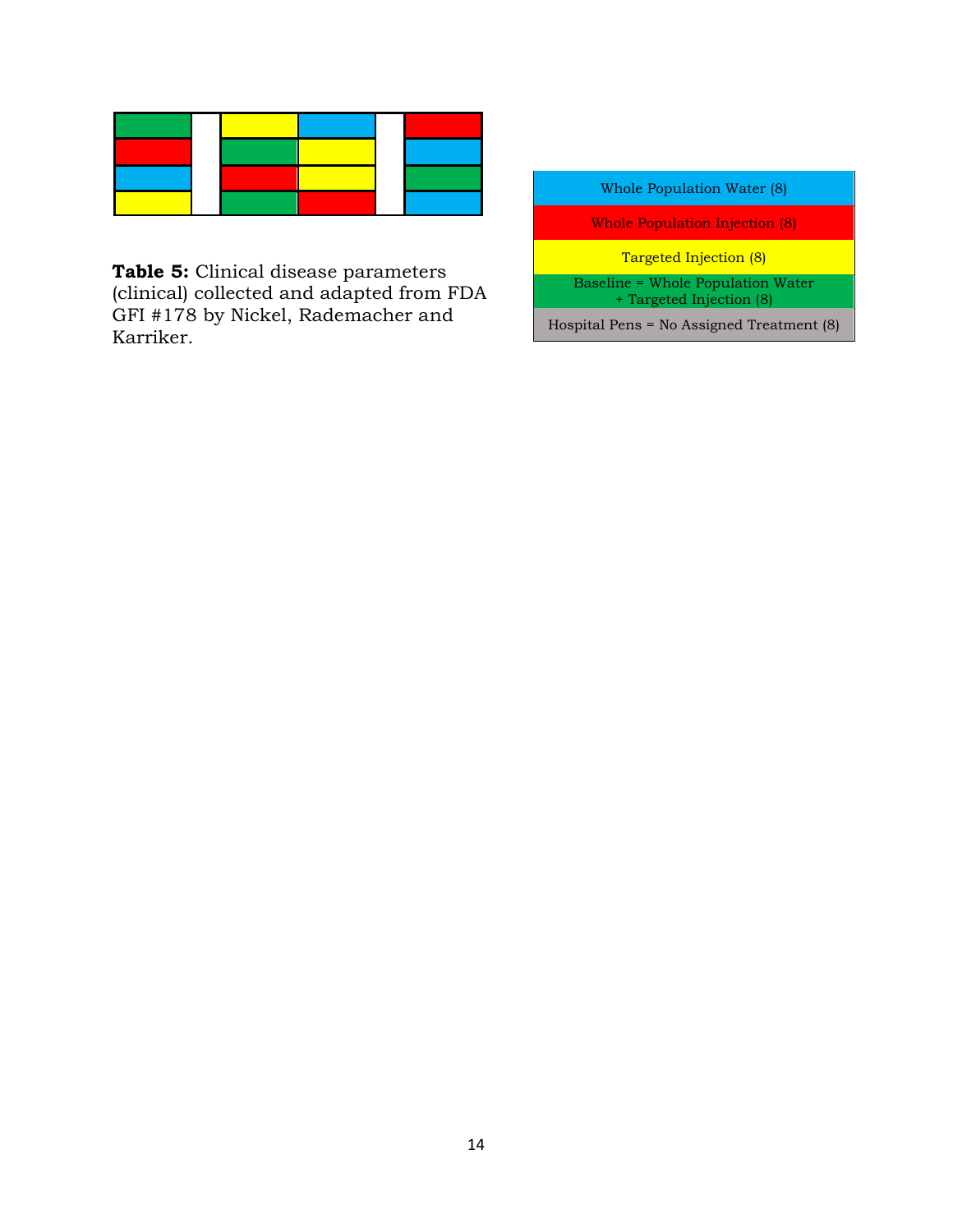**Table 5:** Clinical disease parameters (clinical) collected and adapted from FDA GFI #178 by Nickel, Rademacher and Karriker.

| Treatment groups |
| --- |
| Whole Population Water (8) |
| Whole Population Injection (8) |
| Targeted Injection (8) |
| Baseline = Whole Population Water + Targeted Injection (8) |
| Hospital Pens = No Assigned Treatment (8) |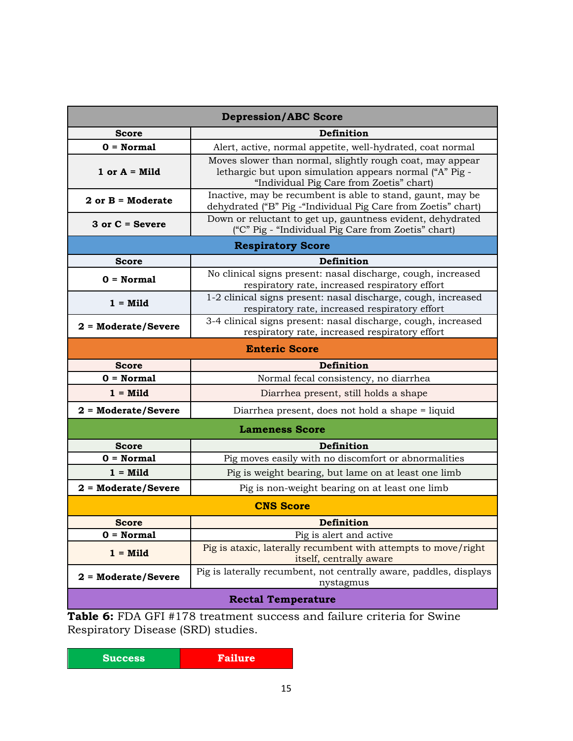| Depression/ABC Score | |
|---|---|
| **Score** | **Definition** |
| **0 = Normal** | Alert, active, normal appetite, well-hydrated, coat normal |
| **1 or A = Mild** | Moves slower than normal, slightly rough coat, may appear lethargic but upon simulation appears normal ("A" Pig - "Individual Pig Care from Zoetis" chart) |
| **2 or B = Moderate** | Inactive, may be recumbent is able to stand, gaunt, may be dehydrated ("B" Pig -"Individual Pig Care from Zoetis" chart) |
| **3 or C = Severe** | Down or reluctant to get up, gauntness evident, dehydrated ("C" Pig - "Individual Pig Care from Zoetis" chart) |
| **Respiratory Score** | |
| **Score** | **Definition** |
| **0 = Normal** | No clinical signs present: nasal discharge, cough, increased respiratory rate, increased respiratory effort |
| **1 = Mild** | 1-2 clinical signs present: nasal discharge, cough, increased respiratory rate, increased respiratory effort |
| **2 = Moderate/Severe** | 3-4 clinical signs present: nasal discharge, cough, increased respiratory rate, increased respiratory effort |
| **Enteric Score** | |
| **Score** | **Definition** |
| **0 = Normal** | Normal fecal consistency, no diarrhea |
| **1 = Mild** | Diarrhea present, still holds a shape |
| **2 = Moderate/Severe** | Diarrhea present, does not hold a shape = liquid |
| **Lameness Score** | |
| **Score** | **Definition** |
| **0 = Normal** | Pig moves easily with no discomfort or abnormalities |
| **1 = Mild** | Pig is weight bearing, but lame on at least one limb |
| **2 = Moderate/Severe** | Pig is non-weight bearing on at least one limb |
| **CNS Score** | |
| **Score** | **Definition** |
| **0 = Normal** | Pig is alert and active |
| **1 = Mild** | Pig is ataxic, laterally recumbent with attempts to move/right itself, centrally aware |
| **2 = Moderate/Severe** | Pig is laterally recumbent, not centrally aware, paddles, displays nystagmus |
| **Rectal Temperature** | |

**Table 6:** FDA GFI #178 treatment success and failure criteria for Swine Respiratory Disease (SRD) studies.

| Success | Failure |
|---|---|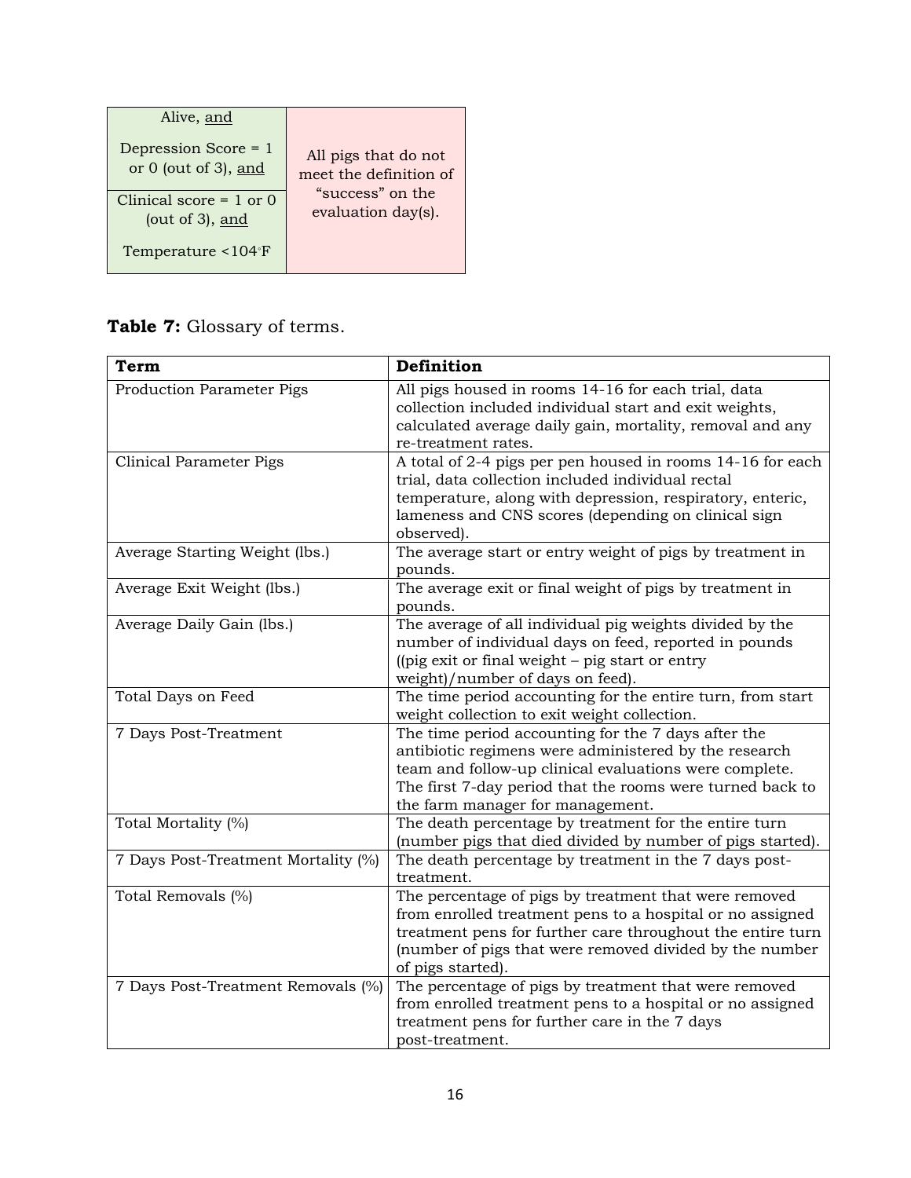| Success | Failure |
|---|---|
| Alive, and<br><br>Depression Score = 1 or 0 (out of 3), and<br><br>Clinical score = 1 or 0 (out of 3), and<br><br>Temperature <104°F | All pigs that do not meet the definition of "success" on the evaluation day(s). |

**Table 7:** Glossary of terms.

| Term | Definition |
|---|---|
| Production Parameter Pigs | All pigs housed in rooms 14-16 for each trial, data collection included individual start and exit weights, calculated average daily gain, mortality, removal and any re-treatment rates. |
| Clinical Parameter Pigs | A total of 2-4 pigs per pen housed in rooms 14-16 for each trial, data collection included individual rectal temperature, along with depression, respiratory, enteric, lameness and CNS scores (depending on clinical sign observed). |
| Average Starting Weight (lbs.) | The average start or entry weight of pigs by treatment in pounds. |
| Average Exit Weight (lbs.) | The average exit or final weight of pigs by treatment in pounds. |
| Average Daily Gain (lbs.) | The average of all individual pig weights divided by the number of individual days on feed, reported in pounds ((pig exit or final weight – pig start or entry weight)/number of days on feed). |
| Total Days on Feed | The time period accounting for the entire turn, from start weight collection to exit weight collection. |
| 7 Days Post-Treatment | The time period accounting for the 7 days after the antibiotic regimens were administered by the research team and follow-up clinical evaluations were complete. The first 7-day period that the rooms were turned back to the farm manager for management. |
| Total Mortality (%) | The death percentage by treatment for the entire turn (number pigs that died divided by number of pigs started). |
| 7 Days Post-Treatment Mortality (%) | The death percentage by treatment in the 7 days post-treatment. |
| Total Removals (%) | The percentage of pigs by treatment that were removed from enrolled treatment pens to a hospital or no assigned treatment pens for further care throughout the entire turn (number of pigs that were removed divided by the number of pigs started). |
| 7 Days Post-Treatment Removals (%) | The percentage of pigs by treatment that were removed from enrolled treatment pens to a hospital or no assigned treatment pens for further care in the 7 days post-treatment. |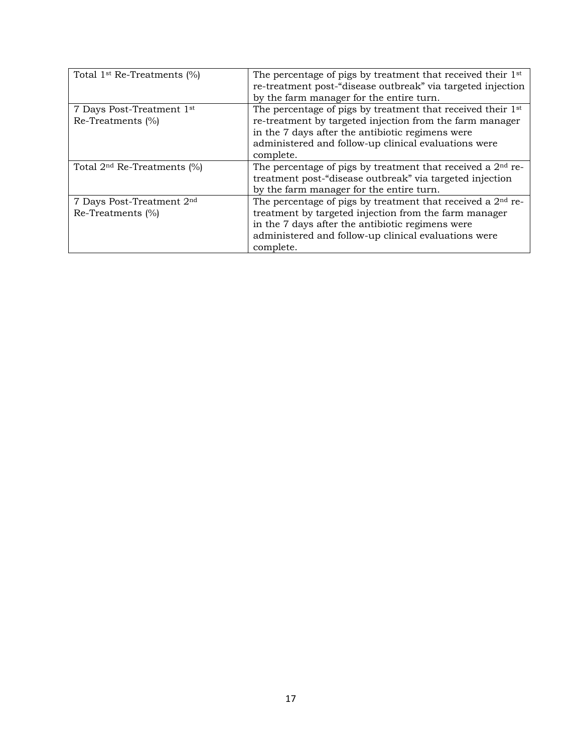| | |
|---|---|
| Total 1st Re-Treatments (%) | The percentage of pigs by treatment that received their 1st re-treatment post-"disease outbreak" via targeted injection by the farm manager for the entire turn. |
| 7 Days Post-Treatment 1st Re-Treatments (%) | The percentage of pigs by treatment that received their 1st re-treatment by targeted injection from the farm manager in the 7 days after the antibiotic regimens were administered and follow-up clinical evaluations were complete. |
| Total 2nd Re-Treatments (%) | The percentage of pigs by treatment that received a 2nd re-treatment post-"disease outbreak" via targeted injection by the farm manager for the entire turn. |
| 7 Days Post-Treatment 2nd Re-Treatments (%) | The percentage of pigs by treatment that received a 2nd re-treatment by targeted injection from the farm manager in the 7 days after the antibiotic regimens were administered and follow-up clinical evaluations were complete. |